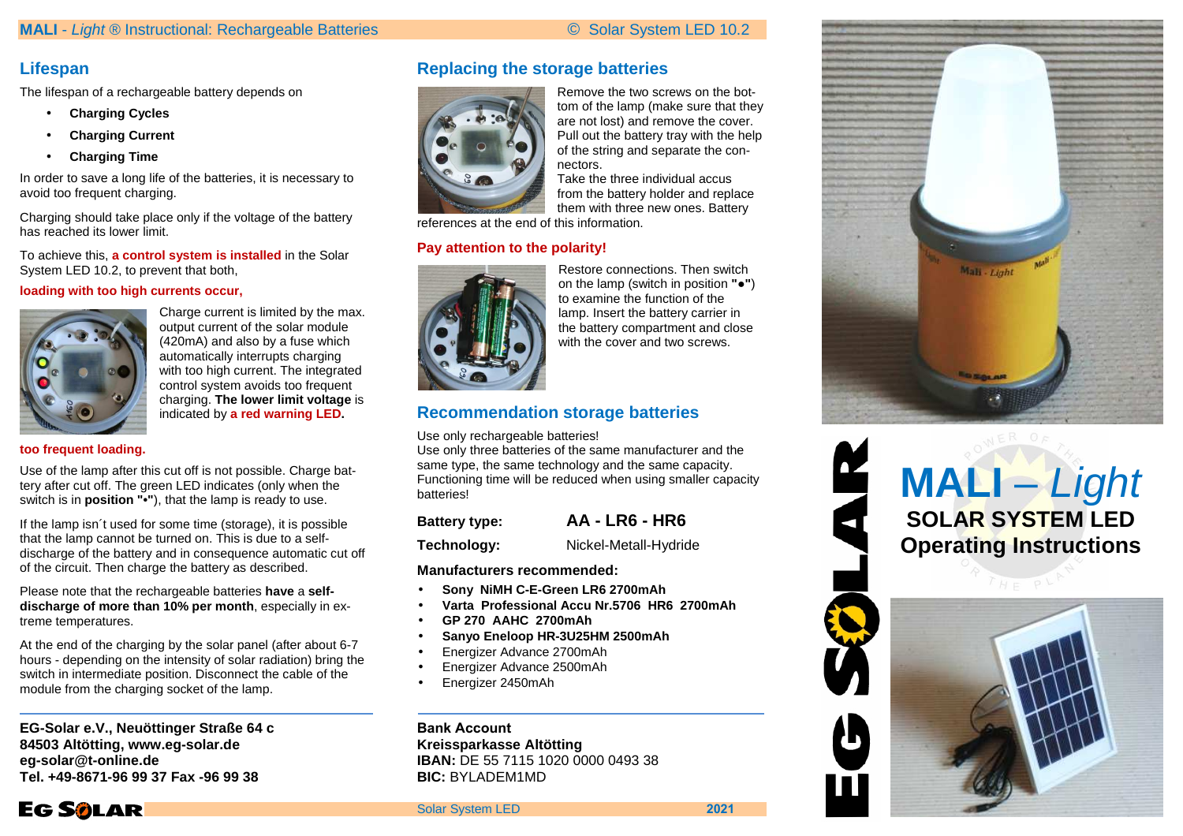## Lifespan

The lifespan of a rechargeable battery depends on

- **Charging Cycles**
- **Charging Current**
- **Charging Time**

In order to save a long life of the batteries, it is necessary to avoid too frequent charging.

Charging should take place only if the voltage of the battery has reached its lower limit.

To achieve this, **a control system is installed** in the Solar System LED 10.2, to prevent that both,

**loading with too high currents occur,**

Charge current is limited by the max. output current of the solar module (420mA) and also by a fuse which automatically interrupts charging with too high current. The integrated control system avoids too frequent charging. **The lower limit voltage** is indicated by **a red warning LED.**

**too frequent loading.**

Use of the lamp after this cut off is not possible. Charge battery after cut off. The green LED indicates (only when the switch is in **position "•"**), that the lamp is ready to use.

If the lamp isn´t used for some time (storage), it is possible that the lamp cannot be turned on. This is due to a self-discharge of the battery and in consequence automatic cut off of the circuit. Then charge the battery as described.

Please note that the rechargeable batteries **have** a **self-discharge of more than 10% per month**, especially in extreme temperatures.

At the end of the charging by the solar panel (after about 6-7 hours - depending on the intensity of solar radiation) bring the switch in intermediate position. Disconnect the cable of the module from the charging socket of the lamp.

**EG-Solar e.V., Neuöttinger Straße 64 c**
**84503 Altötting, www.eg-solar.de**
**eg-solar@t-online.de**
**Tel. +49-8671-96 99 37 Fax -96 99 38**

## Replacing the storage batteries

Remove the two screws on the bottom of the lamp (make sure that they are not lost) and remove the cover. Pull out the battery tray with the help of the string and separate the connectors.
Take the three individual accus from the battery holder and replace them with three new ones. Battery references at the end of this information.

**Pay attention to the polarity!**

Restore connections. Then switch on the lamp (switch in position **"●"**) to examine the function of the lamp. Insert the battery carrier in the battery compartment and close with the cover and two screws.

## Recommendation storage batteries

Use only rechargeable batteries!
Use only three batteries of the same manufacturer and the same type, the same technology and the same capacity. Functioning time will be reduced when using smaller capacity batteries!

| | |
|---|---|
| **Battery type:** | **AA - LR6 - HR6** |
| **Technology:** | Nickel-Metall-Hydride |

**Manufacturers recommended:**

- **Sony NiMH C-E-Green LR6 2700mAh**
- **Varta Professional Accu Nr.5706 HR6 2700mAh**
- **GP 270 AAHC 2700mAh**
- **Sanyo Eneloop HR-3U25HM 2500mAh**
- Energizer Advance 2700mAh
- Energizer Advance 2500mAh
- Energizer 2450mAh

**Bank Account**
**Kreissparkasse Altötting**
**IBAN:** DE 55 7115 1020 0000 0493 38
**BIC:** BYLADEM1MD

# MALI – *Light*

## SOLAR SYSTEM LED
## Operating Instructions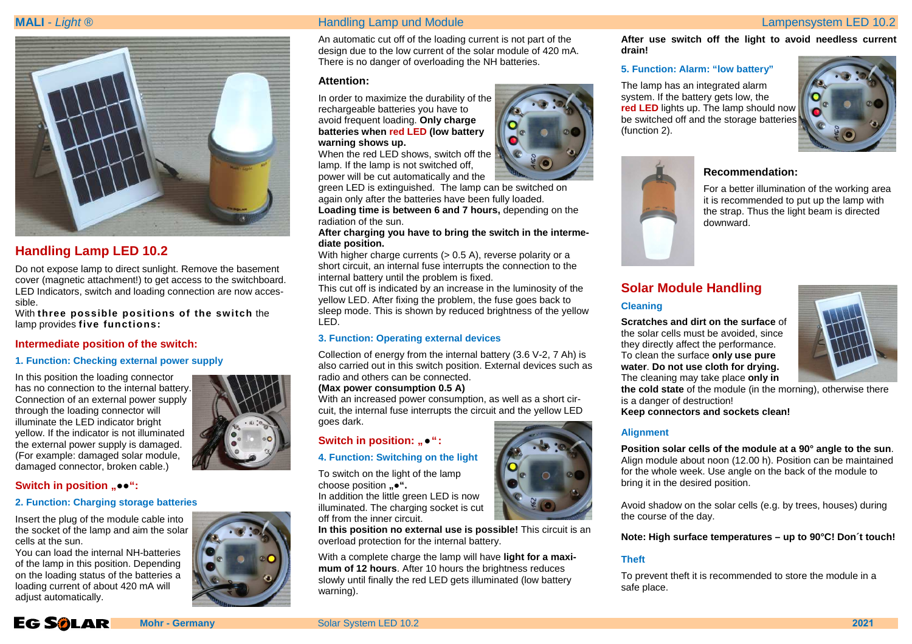## Handling Lamp LED 10.2

Do not expose lamp to direct sunlight. Remove the basement cover (magnetic attachment!) to get access to the switchboard. LED Indicators, switch and loading connection are now accessible.

With **three possible positions of the switch** the lamp provides **five functions:**

### Intermediate position of the switch:

#### 1. Function: Checking external power supply

In this position the loading connector has no connection to the internal battery. Connection of an external power supply through the loading connector will illuminate the LED indicator bright yellow. If the indicator is not illuminated the external power supply is damaged. (For example: damaged solar module, damaged connector, broken cable.)

### Switch in position „••":

#### 2. Function: Charging storage batteries

Insert the plug of the module cable into the socket of the lamp and aim the solar cells at the sun.

You can load the internal NH-batteries of the lamp in this position. Depending on the loading status of the batteries a loading current of about 420 mA will adjust automatically.

An automatic cut off of the loading current is not part of the design due to the low current of the solar module of 420 mA. There is no danger of overloading the NH batteries.

**Attention:**

In order to maximize the durability of the rechargeable batteries you have to avoid frequent loading. **Only charge batteries when red LED (low battery warning shows up.**

When the red LED shows, switch off the lamp. If the lamp is not switched off, power will be cut automatically and the green LED is extinguished. The lamp can be switched on again only after the batteries have been fully loaded.

**Loading time is between 6 and 7 hours,** depending on the radiation of the sun.

**After charging you have to bring the switch in the intermediate position.**

With higher charge currents (> 0.5 A), reverse polarity or a short circuit, an internal fuse interrupts the connection to the internal battery until the problem is fixed.

This cut off is indicated by an increase in the luminosity of the yellow LED. After fixing the problem, the fuse goes back to sleep mode. This is shown by reduced brightness of the yellow LED.

#### 3. Function: Operating external devices

Collection of energy from the internal battery (3.6 V-2, 7 Ah) is also carried out in this switch position. External devices such as radio and others can be connected.

**(Max power consumption 0.5 A)**

With an increased power consumption, as well as a short circuit, the internal fuse interrupts the circuit and the yellow LED goes dark.

### Switch in position: „•":

#### 4. Function: Switching on the light

To switch on the light of the lamp choose position **„•".**

In addition the little green LED is now illuminated. The charging socket is cut off from the inner circuit.

**In this position no external use is possible!** This circuit is an overload protection for the internal battery.

With a complete charge the lamp will have **light for a maximum of 12 hours**. After 10 hours the brightness reduces slowly until finally the red LED gets illuminated (low battery warning).

**After use switch off the light to avoid needless current drain!**

#### 5. Function: Alarm: "low battery"

The lamp has an integrated alarm system. If the battery gets low, the **red LED** lights up. The lamp should now be switched off and the storage batteries (function 2).

**Recommendation:**

For a better illumination of the working area it is recommended to put up the lamp with the strap. Thus the light beam is directed downward.

## Solar Module Handling

#### Cleaning

**Scratches and dirt on the surface** of the solar cells must be avoided, since they directly affect the performance. To clean the surface **only use pure water**. **Do not use cloth for drying.** The cleaning may take place **only in the cold state** of the module (in the morning), otherwise there is a danger of destruction!

**Keep connectors and sockets clean!**

#### Alignment

**Position solar cells of the module at a 90° angle to the sun**. Align module about noon (12.00 h). Position can be maintained for the whole week. Use angle on the back of the module to bring it in the desired position.

Avoid shadow on the solar cells (e.g. by trees, houses) during the course of the day.

**Note: High surface temperatures – up to 90°C! Don´t touch!**

#### Theft

To prevent theft it is recommended to store the module in a safe place.